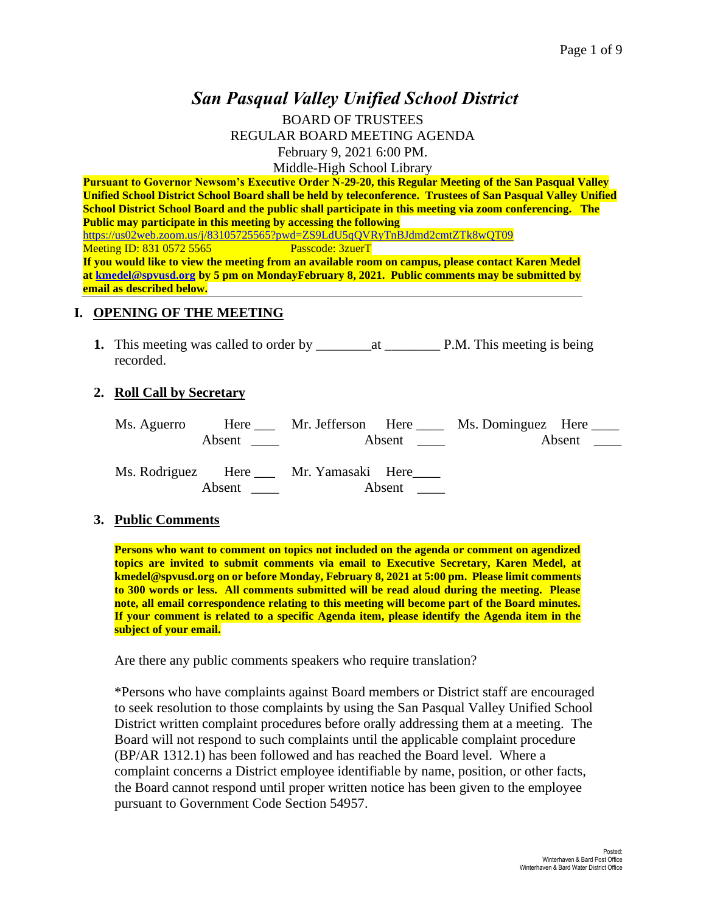# *San Pasqual Valley Unified School District*

BOARD OF TRUSTEES
REGULAR BOARD MEETING AGENDA
February 9, 2021 6:00 PM.
Middle-High School Library

**Pursuant to Governor Newsom's Executive Order N-29-20, this Regular Meeting of the San Pasqual Valley Unified School District School Board shall be held by teleconference. Trustees of San Pasqual Valley Unified School District School Board and the public shall participate in this meeting via zoom conferencing. The Public may participate in this meeting by accessing the following**
https://us02web.zoom.us/j/83105725565?pwd=ZS9LdU5qQVRyTnBJdmd2cmtZTk8wQT09
Meeting ID: 831 0572 5565 Passcode: 3zuerT
**If you would like to view the meeting from an available room on campus, please contact Karen Medel at kmedel@spvusd.org by 5 pm on MondayFebruary 8, 2021. Public comments may be submitted by email as described below.**

## I. OPENING OF THE MEETING

**1.** This meeting was called to order by ________at ________ P.M. This meeting is being recorded.

**2. Roll Call by Secretary**

Ms. Aguerro Here ___ Absent ____
Mr. Jefferson Here ____ Absent ____
Ms. Dominguez Here ____ Absent ____
Ms. Rodriguez Here ___ Absent ____
Mr. Yamasaki Here____ Absent ____

**3. Public Comments**

**Persons who want to comment on topics not included on the agenda or comment on agendized topics are invited to submit comments via email to Executive Secretary, Karen Medel, at kmedel@spvusd.org on or before Monday, February 8, 2021 at 5:00 pm. Please limit comments to 300 words or less. All comments submitted will be read aloud during the meeting. Please note, all email correspondence relating to this meeting will become part of the Board minutes. If your comment is related to a specific Agenda item, please identify the Agenda item in the subject of your email.**

Are there any public comments speakers who require translation?

*Persons who have complaints against Board members or District staff are encouraged to seek resolution to those complaints by using the San Pasqual Valley Unified School District written complaint procedures before orally addressing them at a meeting. The Board will not respond to such complaints until the applicable complaint procedure (BP/AR 1312.1) has been followed and has reached the Board level. Where a complaint concerns a District employee identifiable by name, position, or other facts, the Board cannot respond until proper written notice has been given to the employee pursuant to Government Code Section 54957.

Posted:
Winterhaven & Bard Post Office
Winterhaven & Bard Water District Office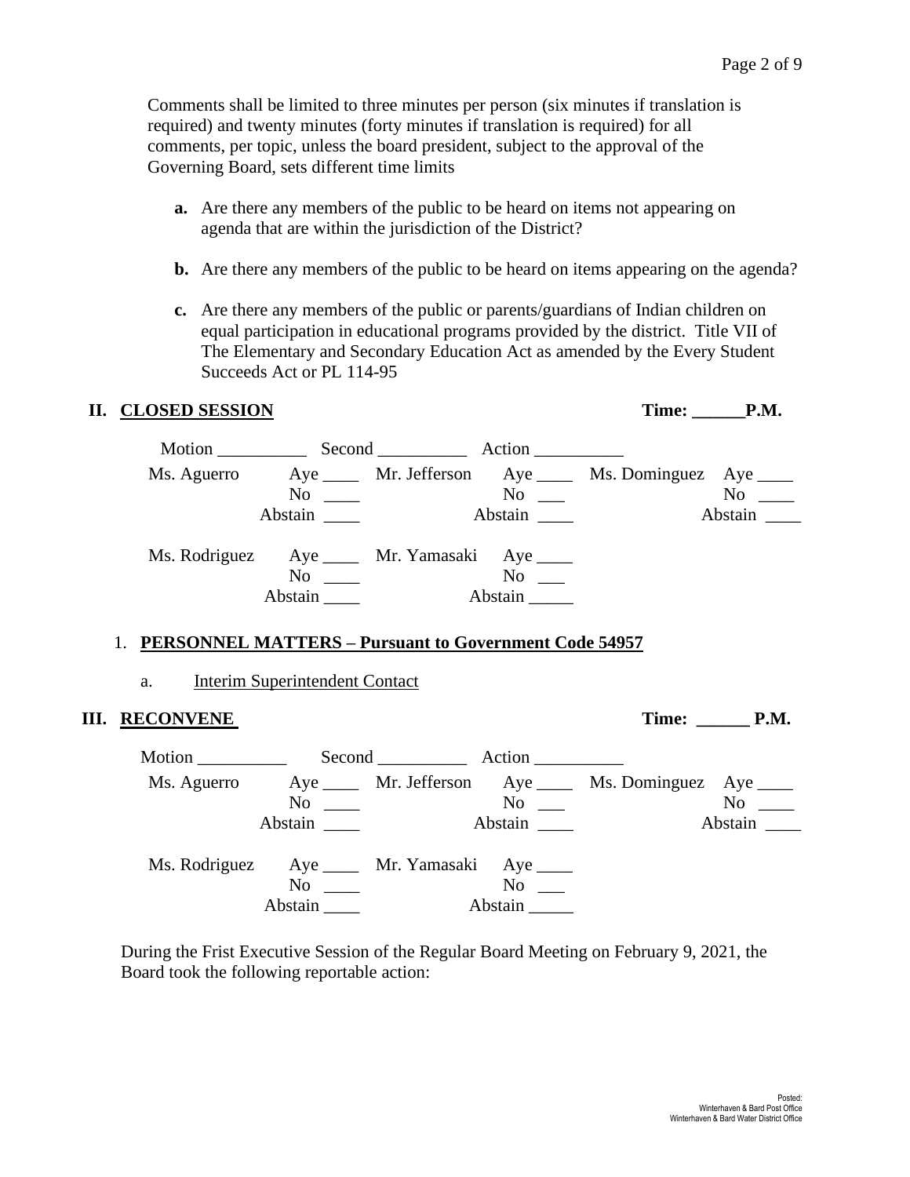Comments shall be limited to three minutes per person (six minutes if translation is required) and twenty minutes (forty minutes if translation is required) for all comments, per topic, unless the board president, subject to the approval of the Governing Board, sets different time limits

- **a.** Are there any members of the public to be heard on items not appearing on agenda that are within the jurisdiction of the District?
- **b.** Are there any members of the public to be heard on items appearing on the agenda?
- **c.** Are there any members of the public or parents/guardians of Indian children on equal participation in educational programs provided by the district. Title VII of The Elementary and Secondary Education Act as amended by the Every Student Succeeds Act or PL 114-95

## II. CLOSED SESSION — Time: ______P.M.

Motion __________ Second __________ Action __________

| | | | | | |
|---|---|---|---|---|---|
| Ms. Aguerro | Aye ____ No ____ Abstain ____ | Mr. Jefferson | Aye ____ No ___ Abstain ____ | Ms. Dominguez | Aye ____ No ____ Abstain ____ |
| Ms. Rodriguez | Aye ____ No ____ Abstain ____ | Mr. Yamasaki | Aye ____ No ___ Abstain _____ | | |

1. **PERSONNEL MATTERS – Pursuant to Government Code 54957**
   a. Interim Superintendent Contact

## III. RECONVENE — Time: ______ P.M.

Motion __________ Second __________ Action __________

| | | | | | |
|---|---|---|---|---|---|
| Ms. Aguerro | Aye ____ No ____ Abstain ____ | Mr. Jefferson | Aye ____ No ___ Abstain ____ | Ms. Dominguez | Aye ____ No ____ Abstain ____ |
| Ms. Rodriguez | Aye ____ No ____ Abstain ____ | Mr. Yamasaki | Aye ____ No ___ Abstain _____ | | |

During the Frist Executive Session of the Regular Board Meeting on February 9, 2021, the Board took the following reportable action:

Posted:
Winterhaven & Bard Post Office
Winterhaven & Bard Water District Office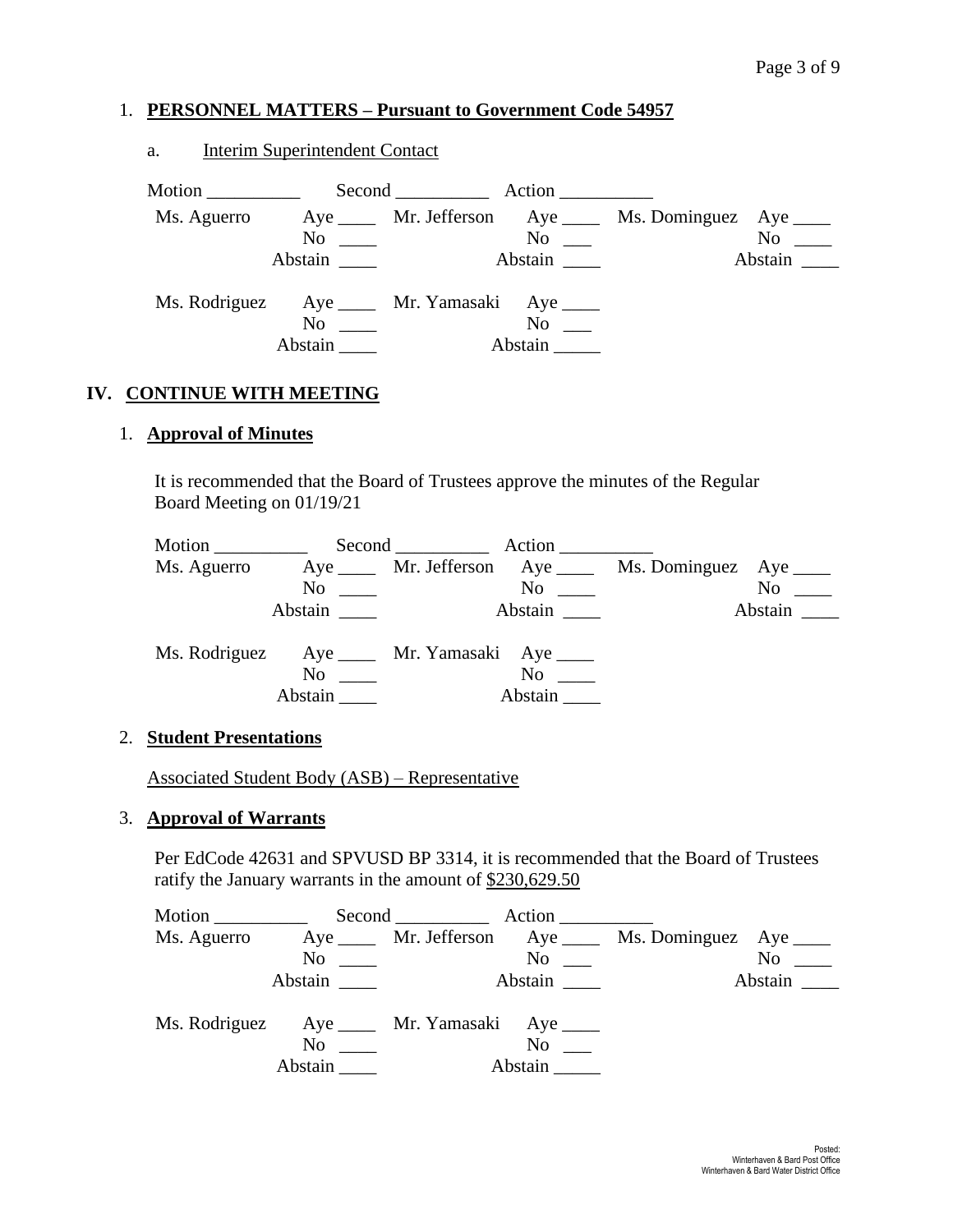1. **PERSONNEL MATTERS – Pursuant to Government Code 54957**

   a. Interim Superintendent Contact

Motion __________ Second __________ Action __________

| Ms. Aguerro | Aye ____ | Mr. Jefferson | Aye ____ | Ms. Dominguez | Aye ____ |
|---|---|---|---|---|---|
| | No ____ | | No ___ | | No ____ |
| | Abstain ____ | | Abstain ____ | | Abstain ____ |
| Ms. Rodriguez | Aye ____ | Mr. Yamasaki | Aye ____ | | |
| | No ____ | | No ___ | | |
| | Abstain ____ | | Abstain _____ | | |

## IV. CONTINUE WITH MEETING

1. **Approval of Minutes**

   It is recommended that the Board of Trustees approve the minutes of the Regular Board Meeting on 01/19/21

Motion __________ Second __________ Action __________

| Ms. Aguerro | Aye ____ | Mr. Jefferson | Aye ____ | Ms. Dominguez | Aye ____ |
|---|---|---|---|---|---|
| | No ____ | | No ____ | | No ____ |
| | Abstain ____ | | Abstain ____ | | Abstain ____ |
| Ms. Rodriguez | Aye ____ | Mr. Yamasaki | Aye ____ | | |
| | No ____ | | No ____ | | |
| | Abstain ____ | | Abstain ____ | | |

2. **Student Presentations**

   Associated Student Body (ASB) – Representative

3. **Approval of Warrants**

   Per EdCode 42631 and SPVUSD BP 3314, it is recommended that the Board of Trustees ratify the January warrants in the amount of $230,629.50

Motion __________ Second __________ Action __________

| Ms. Aguerro | Aye ____ | Mr. Jefferson | Aye ____ | Ms. Dominguez | Aye ____ |
|---|---|---|---|---|---|
| | No ____ | | No ___ | | No ____ |
| | Abstain ____ | | Abstain ____ | | Abstain ____ |
| Ms. Rodriguez | Aye ____ | Mr. Yamasaki | Aye ____ | | |
| | No ____ | | No ___ | | |
| | Abstain ____ | | Abstain _____ | | |

Posted:
Winterhaven & Bard Post Office
Winterhaven & Bard Water District Office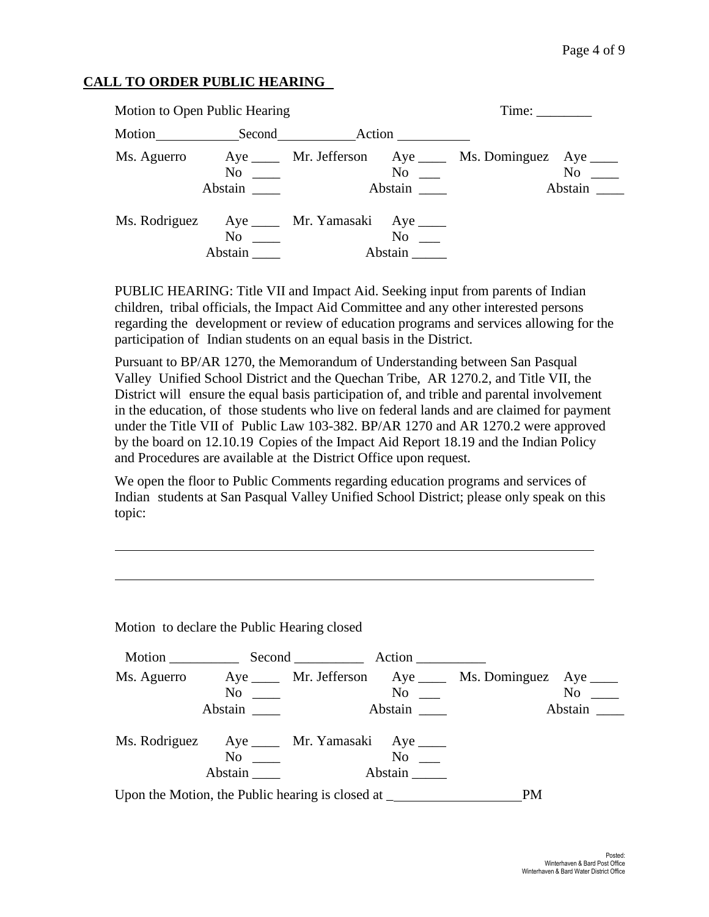**CALL TO ORDER PUBLIC HEARING**

Motion to Open Public Hearing Time: ________

Motion____________Second___________Action ___________

| | | | | | |
|---|---|---|---|---|---|
| Ms. Aguerro | Aye ____ | Mr. Jefferson | Aye ____ | Ms. Dominguez | Aye ____ |
| | No ____ | | No ___ | | No ____ |
| | Abstain ____ | | Abstain ____ | | Abstain ____ |
| Ms. Rodriguez | Aye ____ | Mr. Yamasaki | Aye ____ | | |
| | No ____ | | No ___ | | |
| | Abstain ____ | | Abstain _____ | | |

PUBLIC HEARING: Title VII and Impact Aid. Seeking input from parents of Indian children, tribal officials, the Impact Aid Committee and any other interested persons regarding the development or review of education programs and services allowing for the participation of Indian students on an equal basis in the District.

Pursuant to BP/AR 1270, the Memorandum of Understanding between San Pasqual Valley Unified School District and the Quechan Tribe, AR 1270.2, and Title VII, the District will ensure the equal basis participation of, and trible and parental involvement in the education, of those students who live on federal lands and are claimed for payment under the Title VII of Public Law 103-382. BP/AR 1270 and AR 1270.2 were approved by the board on 12.10.19 Copies of the Impact Aid Report 18.19 and the Indian Policy and Procedures are available at the District Office upon request.

We open the floor to Public Comments regarding education programs and services of Indian students at San Pasqual Valley Unified School District; please only speak on this topic:

______________________________________________________________________

______________________________________________________________________

Motion to declare the Public Hearing closed

Motion __________ Second __________ Action __________

| | | | | | |
|---|---|---|---|---|---|
| Ms. Aguerro | Aye ____ | Mr. Jefferson | Aye ____ | Ms. Dominguez | Aye ____ |
| | No ____ | | No ___ | | No ____ |
| | Abstain ____ | | Abstain ____ | | Abstain ____ |
| Ms. Rodriguez | Aye ____ | Mr. Yamasaki | Aye ____ | | |
| | No ____ | | No ___ | | |
| | Abstain ____ | | Abstain _____ | | |

Upon the Motion, the Public hearing is closed at ___________________PM

Posted:
Winterhaven & Bard Post Office
Winterhaven & Bard Water District Office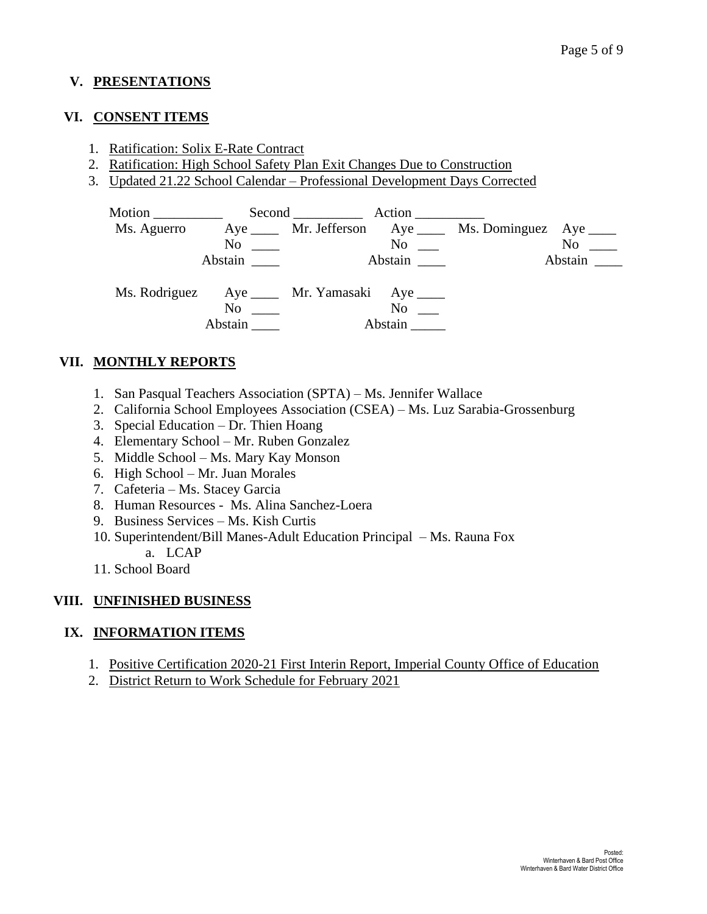## V. PRESENTATIONS

## VI. CONSENT ITEMS

1. Ratification: Solix E-Rate Contract
2. Ratification: High School Safety Plan Exit Changes Due to Construction
3. Updated 21.22 School Calendar – Professional Development Days Corrected

Motion __________ Second __________ Action __________

| Ms. Aguerro | Aye ____ | Mr. Jefferson | Aye ____ | Ms. Dominguez | Aye ____ |
|---|---|---|---|---|---|
| | No ____ | | No ___ | | No ____ |
| | Abstain ____ | | Abstain ____ | | Abstain ____ |
| Ms. Rodriguez | Aye ____ | Mr. Yamasaki | Aye ____ | | |
| | No ____ | | No ___ | | |
| | Abstain ____ | | Abstain _____ | | |

## VII. MONTHLY REPORTS

1. San Pasqual Teachers Association (SPTA) – Ms. Jennifer Wallace
2. California School Employees Association (CSEA) – Ms. Luz Sarabia-Grossenburg
3. Special Education – Dr. Thien Hoang
4. Elementary School – Mr. Ruben Gonzalez
5. Middle School – Ms. Mary Kay Monson
6. High School – Mr. Juan Morales
7. Cafeteria – Ms. Stacey Garcia
8. Human Resources - Ms. Alina Sanchez-Loera
9. Business Services – Ms. Kish Curtis
10. Superintendent/Bill Manes-Adult Education Principal – Ms. Rauna Fox
    a. LCAP
11. School Board

## VIII. UNFINISHED BUSINESS

## IX. INFORMATION ITEMS

1. Positive Certification 2020-21 First Interin Report, Imperial County Office of Education
2. District Return to Work Schedule for February 2021

Posted:
Winterhaven & Bard Post Office
Winterhaven & Bard Water District Office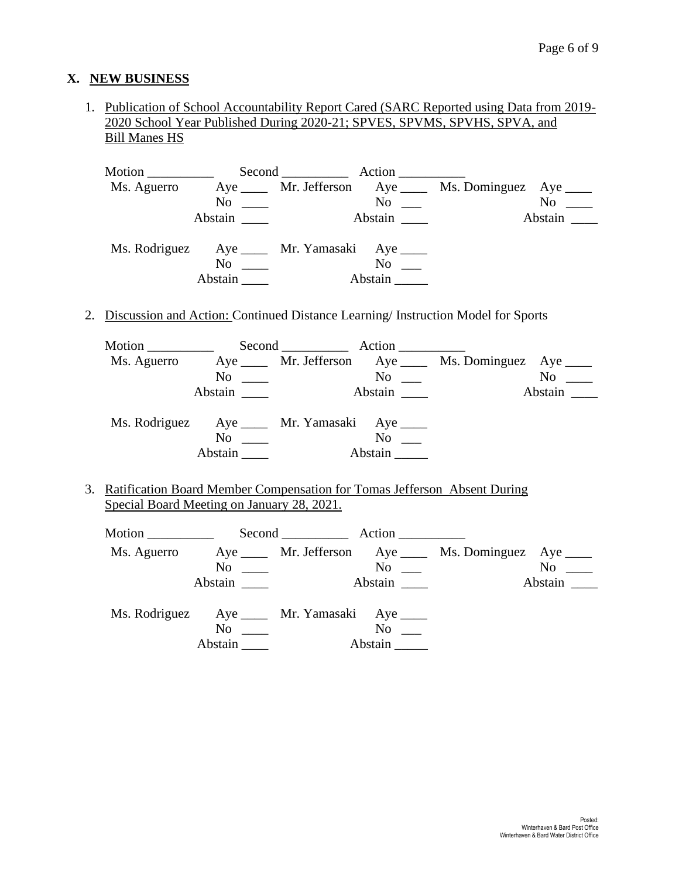## X. NEW BUSINESS

1. Publication of School Accountability Report Cared (SARC Reported using Data from 2019-2020 School Year Published During 2020-21; SPVES, SPVMS, SPVHS, SPVA, and Bill Manes HS

Motion __________ Second __________ Action __________

| | | | | | |
|---|---|---|---|---|---|
| Ms. Aguerro | Aye ____ | Mr. Jefferson | Aye ____ | Ms. Dominguez | Aye ____ |
| | No ____ | | No ___ | | No ____ |
| | Abstain ____ | | Abstain ____ | | Abstain ____ |
| Ms. Rodriguez | Aye ____ | Mr. Yamasaki | Aye ____ | | |
| | No ____ | | No ___ | | |
| | Abstain ____ | | Abstain _____ | | |

2. Discussion and Action: Continued Distance Learning/ Instruction Model for Sports

Motion __________ Second __________ Action __________

| | | | | | |
|---|---|---|---|---|---|
| Ms. Aguerro | Aye ____ | Mr. Jefferson | Aye ____ | Ms. Dominguez | Aye ____ |
| | No ____ | | No ___ | | No ____ |
| | Abstain ____ | | Abstain ____ | | Abstain ____ |
| Ms. Rodriguez | Aye ____ | Mr. Yamasaki | Aye ____ | | |
| | No ____ | | No ___ | | |
| | Abstain ____ | | Abstain _____ | | |

3. Ratification Board Member Compensation for Tomas Jefferson Absent During Special Board Meeting on January 28, 2021.

Motion __________ Second __________ Action __________

| | | | | | |
|---|---|---|---|---|---|
| Ms. Aguerro | Aye ____ | Mr. Jefferson | Aye ____ | Ms. Dominguez | Aye ____ |
| | No ____ | | No ___ | | No ____ |
| | Abstain ____ | | Abstain ____ | | Abstain ____ |
| Ms. Rodriguez | Aye ____ | Mr. Yamasaki | Aye ____ | | |
| | No ____ | | No ___ | | |
| | Abstain ____ | | Abstain _____ | | |

Posted:
Winterhaven & Bard Post Office
Winterhaven & Bard Water District Office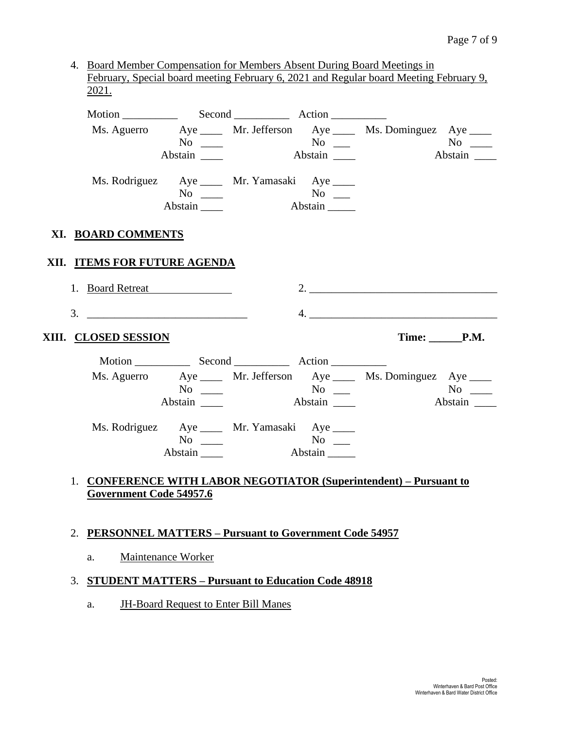4. Board Member Compensation for Members Absent During Board Meetings in February, Special board meeting February 6, 2021 and Regular board Meeting February 9, 2021.

Motion __________ Second __________ Action __________

| | | | | | |
|---|---|---|---|---|---|
| Ms. Aguerro | Aye ____ | Mr. Jefferson | Aye ____ | Ms. Dominguez | Aye ____ |
| | No ____ | | No ___ | | No ____ |
| | Abstain ____ | | Abstain ____ | | Abstain ____ |
| Ms. Rodriguez | Aye ____ | Mr. Yamasaki | Aye ____ | | |
| | No ____ | | No ___ | | |
| | Abstain ____ | | Abstain _____ | | |

## XI. BOARD COMMENTS

## XII. ITEMS FOR FUTURE AGENDA

1. Board Retreat
2. __________________________________
3. ____________________________
4. __________________________________

## XIII. CLOSED SESSION

**Time: ______P.M.**

Motion __________ Second __________ Action __________

| | | | | | |
|---|---|---|---|---|---|
| Ms. Aguerro | Aye ____ | Mr. Jefferson | Aye ____ | Ms. Dominguez | Aye ____ |
| | No ____ | | No ___ | | No ____ |
| | Abstain ____ | | Abstain ____ | | Abstain ____ |
| Ms. Rodriguez | Aye ____ | Mr. Yamasaki | Aye ____ | | |
| | No ____ | | No ___ | | |
| | Abstain ____ | | Abstain _____ | | |

1. **CONFERENCE WITH LABOR NEGOTIATOR (Superintendent) – Pursuant to Government Code 54957.6**

2. **PERSONNEL MATTERS – Pursuant to Government Code 54957**

   a. Maintenance Worker

3. **STUDENT MATTERS – Pursuant to Education Code 48918**

   a. JH-Board Request to Enter Bill Manes

Posted:
Winterhaven & Bard Post Office
Winterhaven & Bard Water District Office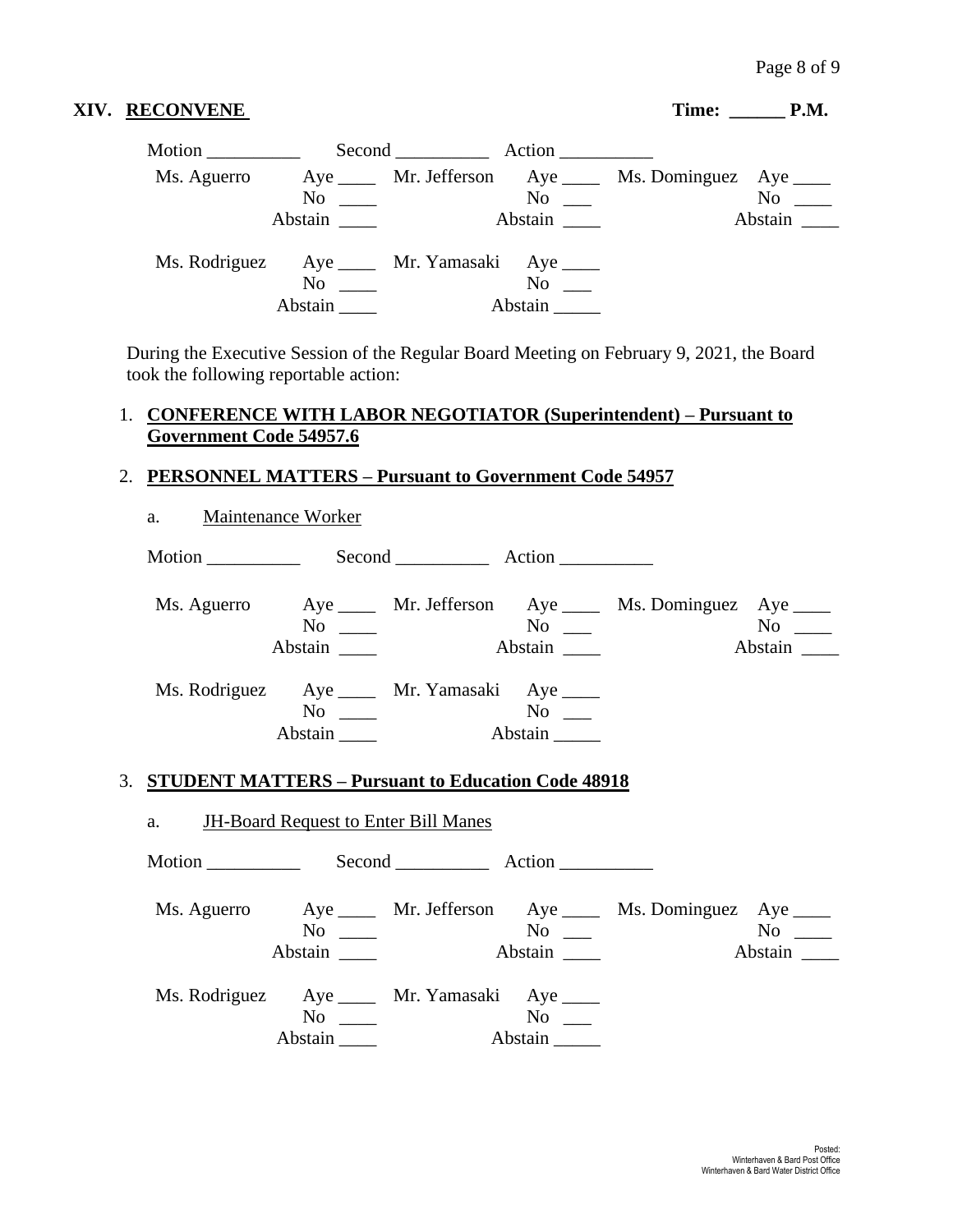## XIV. RECONVENE                                                                    Time: ______ P.M.

Motion __________ Second __________ Action __________

| | | | | | |
|---|---|---|---|---|---|
| Ms. Aguerro | Aye ____ No ____ Abstain ____ | Mr. Jefferson | Aye ____ No ___ Abstain ____ | Ms. Dominguez | Aye ____ No ____ Abstain ____ |
| Ms. Rodriguez | Aye ____ No ____ Abstain ____ | Mr. Yamasaki | Aye ____ No ___ Abstain _____ | | |

During the Executive Session of the Regular Board Meeting on February 9, 2021, the Board took the following reportable action:

1. **CONFERENCE WITH LABOR NEGOTIATOR (Superintendent) – Pursuant to Government Code 54957.6**

2. **PERSONNEL MATTERS – Pursuant to Government Code 54957**

   a. Maintenance Worker

Motion __________ Second __________ Action __________

| | | | | | |
|---|---|---|---|---|---|
| Ms. Aguerro | Aye ____ No ____ Abstain ____ | Mr. Jefferson | Aye ____ No ___ Abstain ____ | Ms. Dominguez | Aye ____ No ____ Abstain ____ |
| Ms. Rodriguez | Aye ____ No ____ Abstain ____ | Mr. Yamasaki | Aye ____ No ___ Abstain _____ | | |

3. **STUDENT MATTERS – Pursuant to Education Code 48918**

   a. JH-Board Request to Enter Bill Manes

Motion __________ Second __________ Action __________

| | | | | | |
|---|---|---|---|---|---|
| Ms. Aguerro | Aye ____ No ____ Abstain ____ | Mr. Jefferson | Aye ____ No ___ Abstain ____ | Ms. Dominguez | Aye ____ No ____ Abstain ____ |
| Ms. Rodriguez | Aye ____ No ____ Abstain ____ | Mr. Yamasaki | Aye ____ No ___ Abstain _____ | | |

Posted:
Winterhaven & Bard Post Office
Winterhaven & Bard Water District Office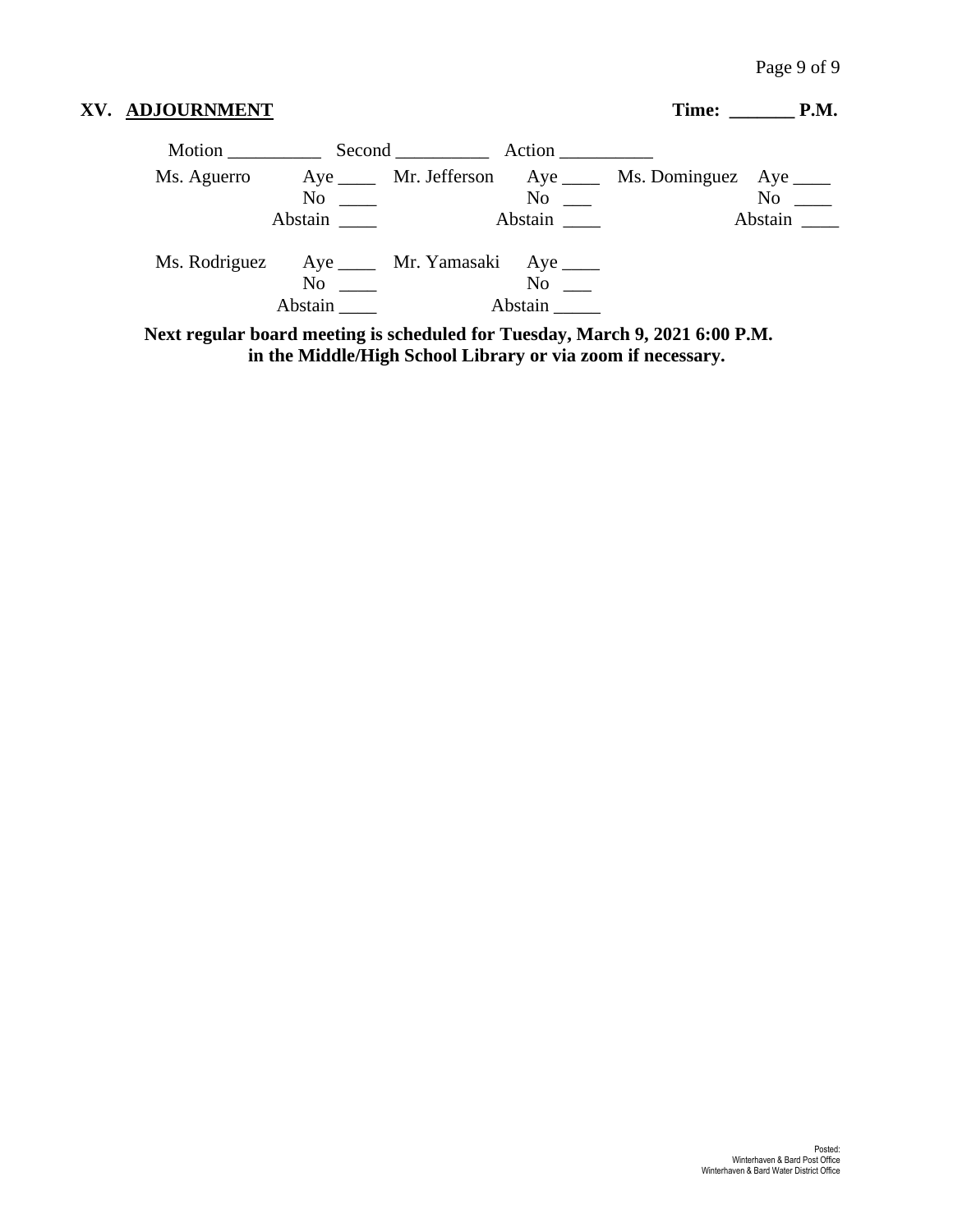## XV. ADJOURNMENT

**Time: _______ P.M.**

Motion __________ Second __________ Action __________

| | | | | | |
|---|---|---|---|---|---|
| Ms. Aguerro | Aye ____<br>No ____<br>Abstain ____ | Mr. Jefferson | Aye ____<br>No ___<br>Abstain ____ | Ms. Dominguez | Aye ____<br>No ____<br>Abstain ____ |
| Ms. Rodriguez | Aye ____<br>No ____<br>Abstain ____ | Mr. Yamasaki | Aye ____<br>No ___<br>Abstain _____ | | |

**Next regular board meeting is scheduled for Tuesday, March 9, 2021 6:00 P.M. in the Middle/High School Library or via zoom if necessary.**

Posted:
Winterhaven & Bard Post Office
Winterhaven & Bard Water District Office